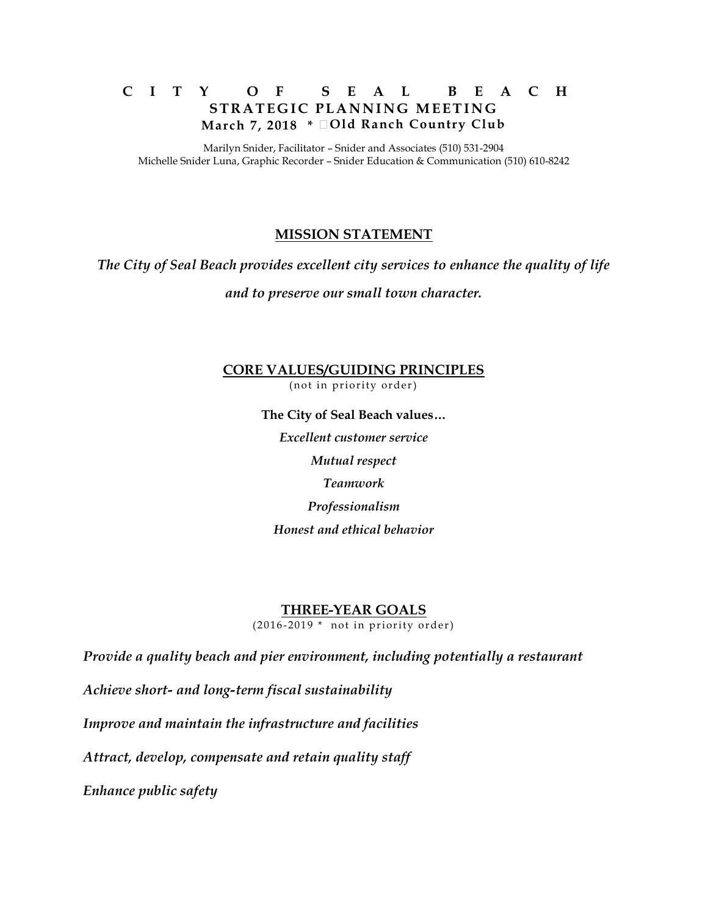# CITY OF SEAL BEACH

## STRATEGIC PLANNING MEETING

**March 7, 2018 * Old Ranch Country Club**

Marilyn Snider, Facilitator – Snider and Associates (510) 531-2904
Michelle Snider Luna, Graphic Recorder – Snider Education & Communication (510) 610-8242

## MISSION STATEMENT

*The City of Seal Beach provides excellent city services to enhance the quality of life and to preserve our small town character.*

## CORE VALUES/GUIDING PRINCIPLES

(not in priority order)

**The City of Seal Beach values…**

*Excellent customer service*

*Mutual respect*

*Teamwork*

*Professionalism*

*Honest and ethical behavior*

## THREE-YEAR GOALS

(2016-2019 * not in priority order)

*Provide a quality beach and pier environment, including potentially a restaurant*

*Achieve short- and long-term fiscal sustainability*

*Improve and maintain the infrastructure and facilities*

*Attract, develop, compensate and retain quality staff*

*Enhance public safety*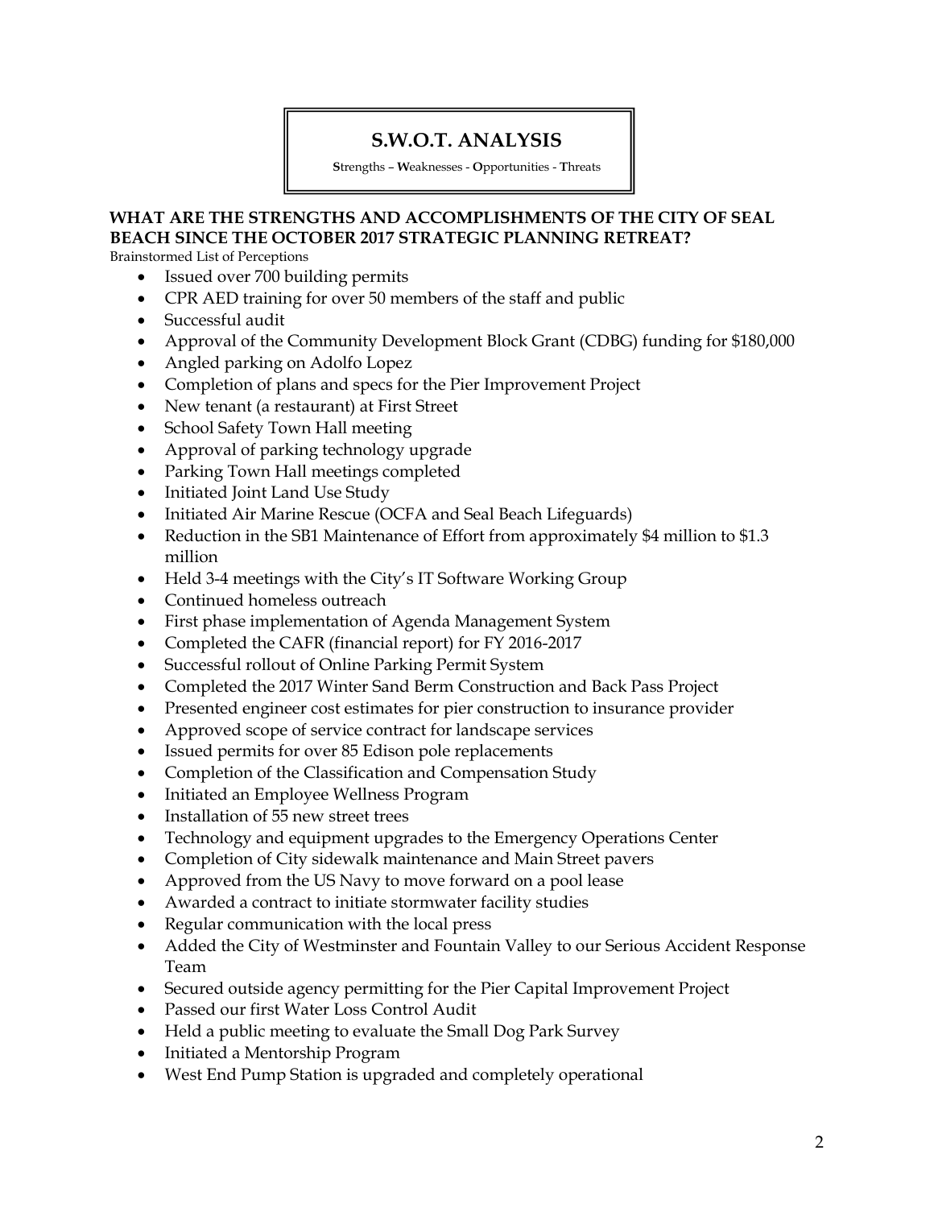# S.W.O.T. ANALYSIS

**S**trengths – **W**eaknesses - **O**pportunities - **T**hreats

## WHAT ARE THE STRENGTHS AND ACCOMPLISHMENTS OF THE CITY OF SEAL BEACH SINCE THE OCTOBER 2017 STRATEGIC PLANNING RETREAT?

Brainstormed List of Perceptions

- Issued over 700 building permits
- CPR AED training for over 50 members of the staff and public
- Successful audit
- Approval of the Community Development Block Grant (CDBG) funding for $180,000
- Angled parking on Adolfo Lopez
- Completion of plans and specs for the Pier Improvement Project
- New tenant (a restaurant) at First Street
- School Safety Town Hall meeting
- Approval of parking technology upgrade
- Parking Town Hall meetings completed
- Initiated Joint Land Use Study
- Initiated Air Marine Rescue (OCFA and Seal Beach Lifeguards)
- Reduction in the SB1 Maintenance of Effort from approximately $4 million to $1.3 million
- Held 3-4 meetings with the City's IT Software Working Group
- Continued homeless outreach
- First phase implementation of Agenda Management System
- Completed the CAFR (financial report) for FY 2016-2017
- Successful rollout of Online Parking Permit System
- Completed the 2017 Winter Sand Berm Construction and Back Pass Project
- Presented engineer cost estimates for pier construction to insurance provider
- Approved scope of service contract for landscape services
- Issued permits for over 85 Edison pole replacements
- Completion of the Classification and Compensation Study
- Initiated an Employee Wellness Program
- Installation of 55 new street trees
- Technology and equipment upgrades to the Emergency Operations Center
- Completion of City sidewalk maintenance and Main Street pavers
- Approved from the US Navy to move forward on a pool lease
- Awarded a contract to initiate stormwater facility studies
- Regular communication with the local press
- Added the City of Westminster and Fountain Valley to our Serious Accident Response Team
- Secured outside agency permitting for the Pier Capital Improvement Project
- Passed our first Water Loss Control Audit
- Held a public meeting to evaluate the Small Dog Park Survey
- Initiated a Mentorship Program
- West End Pump Station is upgraded and completely operational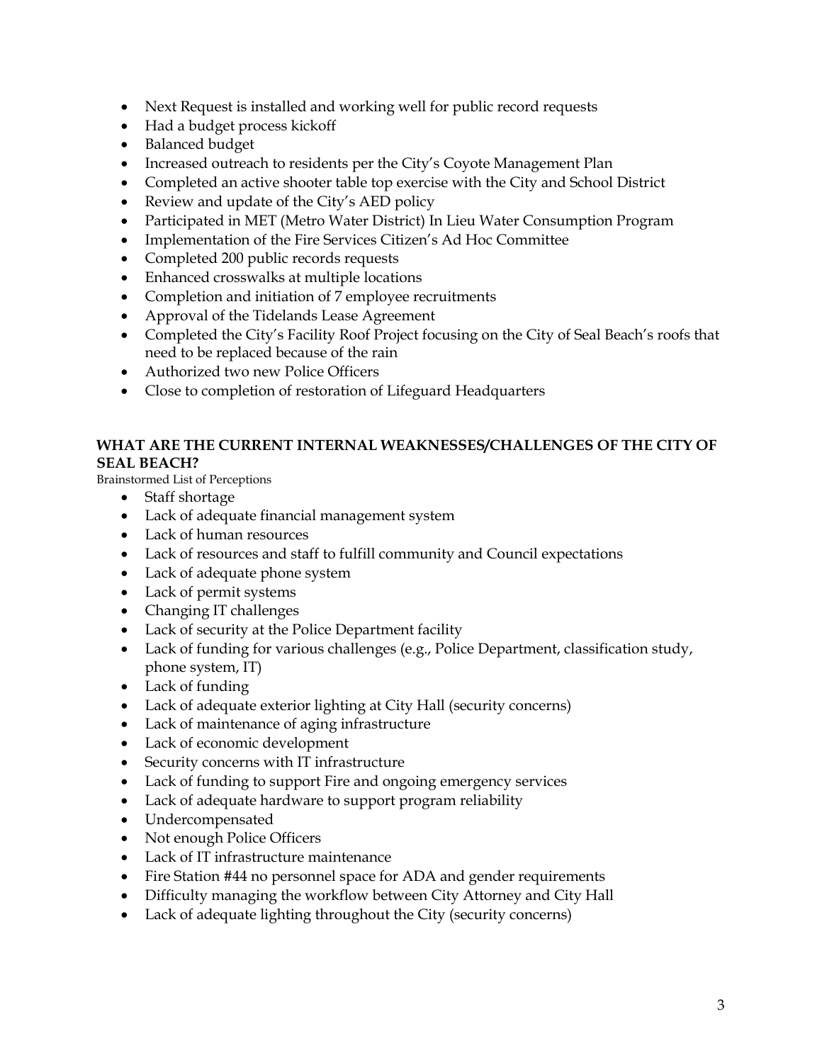- Next Request is installed and working well for public record requests
- Had a budget process kickoff
- Balanced budget
- Increased outreach to residents per the City's Coyote Management Plan
- Completed an active shooter table top exercise with the City and School District
- Review and update of the City's AED policy
- Participated in MET (Metro Water District) In Lieu Water Consumption Program
- Implementation of the Fire Services Citizen's Ad Hoc Committee
- Completed 200 public records requests
- Enhanced crosswalks at multiple locations
- Completion and initiation of 7 employee recruitments
- Approval of the Tidelands Lease Agreement
- Completed the City's Facility Roof Project focusing on the City of Seal Beach's roofs that need to be replaced because of the rain
- Authorized two new Police Officers
- Close to completion of restoration of Lifeguard Headquarters

**WHAT ARE THE CURRENT INTERNAL WEAKNESSES/CHALLENGES OF THE CITY OF SEAL BEACH?**

Brainstormed List of Perceptions

- Staff shortage
- Lack of adequate financial management system
- Lack of human resources
- Lack of resources and staff to fulfill community and Council expectations
- Lack of adequate phone system
- Lack of permit systems
- Changing IT challenges
- Lack of security at the Police Department facility
- Lack of funding for various challenges (e.g., Police Department, classification study, phone system, IT)
- Lack of funding
- Lack of adequate exterior lighting at City Hall (security concerns)
- Lack of maintenance of aging infrastructure
- Lack of economic development
- Security concerns with IT infrastructure
- Lack of funding to support Fire and ongoing emergency services
- Lack of adequate hardware to support program reliability
- Undercompensated
- Not enough Police Officers
- Lack of IT infrastructure maintenance
- Fire Station #44 no personnel space for ADA and gender requirements
- Difficulty managing the workflow between City Attorney and City Hall
- Lack of adequate lighting throughout the City (security concerns)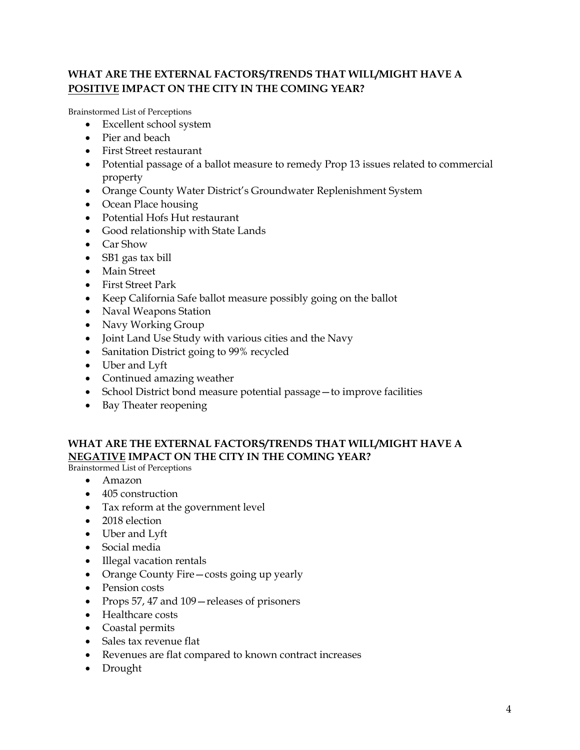### WHAT ARE THE EXTERNAL FACTORS/TRENDS THAT WILL/MIGHT HAVE A <u>POSITIVE</u> IMPACT ON THE CITY IN THE COMING YEAR?

Brainstormed List of Perceptions

- Excellent school system
- Pier and beach
- First Street restaurant
- Potential passage of a ballot measure to remedy Prop 13 issues related to commercial property
- Orange County Water District's Groundwater Replenishment System
- Ocean Place housing
- Potential Hofs Hut restaurant
- Good relationship with State Lands
- Car Show
- SB1 gas tax bill
- Main Street
- First Street Park
- Keep California Safe ballot measure possibly going on the ballot
- Naval Weapons Station
- Navy Working Group
- Joint Land Use Study with various cities and the Navy
- Sanitation District going to 99% recycled
- Uber and Lyft
- Continued amazing weather
- School District bond measure potential passage—to improve facilities
- Bay Theater reopening

### WHAT ARE THE EXTERNAL FACTORS/TRENDS THAT WILL/MIGHT HAVE A <u>NEGATIVE</u> IMPACT ON THE CITY IN THE COMING YEAR?

Brainstormed List of Perceptions

- Amazon
- 405 construction
- Tax reform at the government level
- 2018 election
- Uber and Lyft
- Social media
- Illegal vacation rentals
- Orange County Fire—costs going up yearly
- Pension costs
- Props 57, 47 and 109—releases of prisoners
- Healthcare costs
- Coastal permits
- Sales tax revenue flat
- Revenues are flat compared to known contract increases
- Drought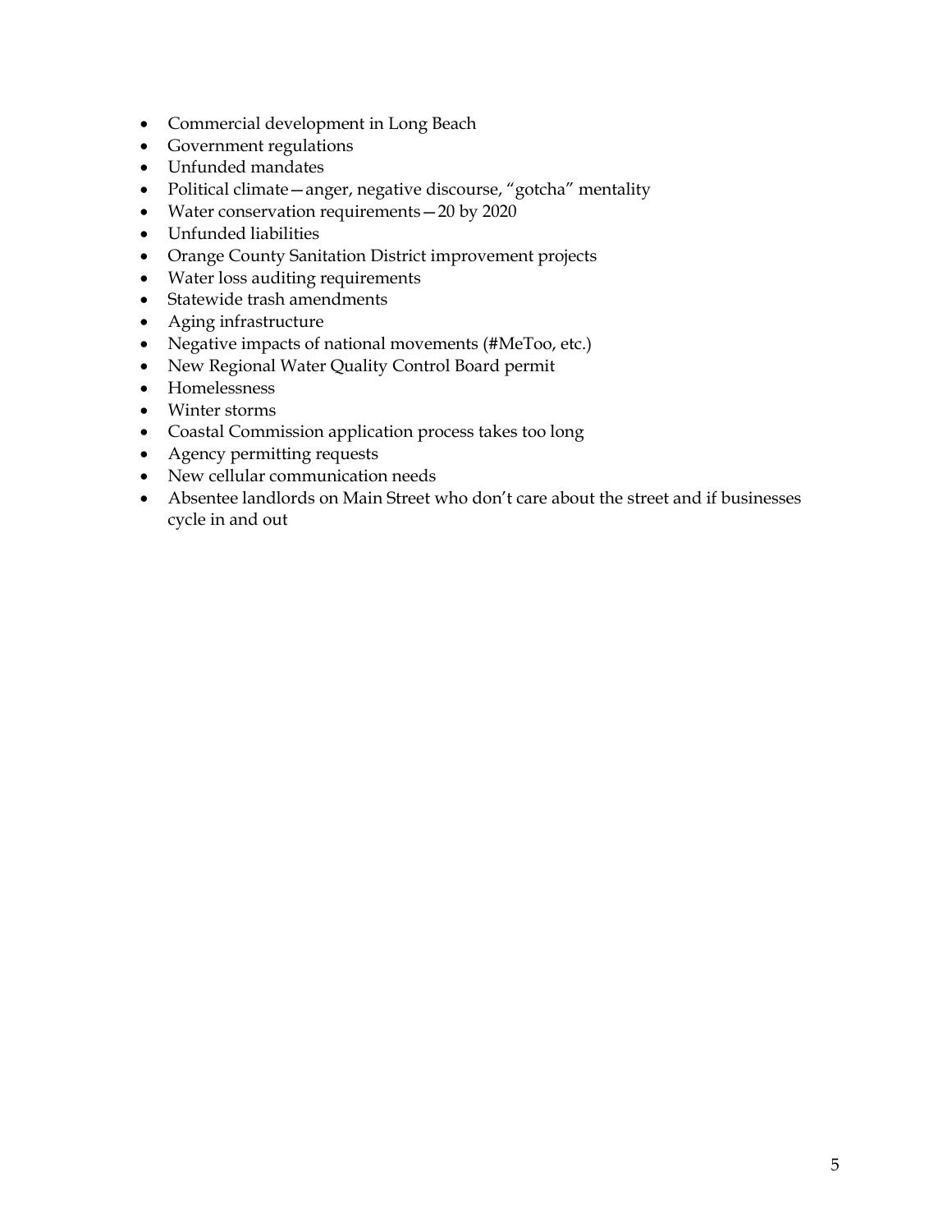- Commercial development in Long Beach
- Government regulations
- Unfunded mandates
- Political climate—anger, negative discourse, "gotcha" mentality
- Water conservation requirements—20 by 2020
- Unfunded liabilities
- Orange County Sanitation District improvement projects
- Water loss auditing requirements
- Statewide trash amendments
- Aging infrastructure
- Negative impacts of national movements (#MeToo, etc.)
- New Regional Water Quality Control Board permit
- Homelessness
- Winter storms
- Coastal Commission application process takes too long
- Agency permitting requests
- New cellular communication needs
- Absentee landlords on Main Street who don't care about the street and if businesses cycle in and out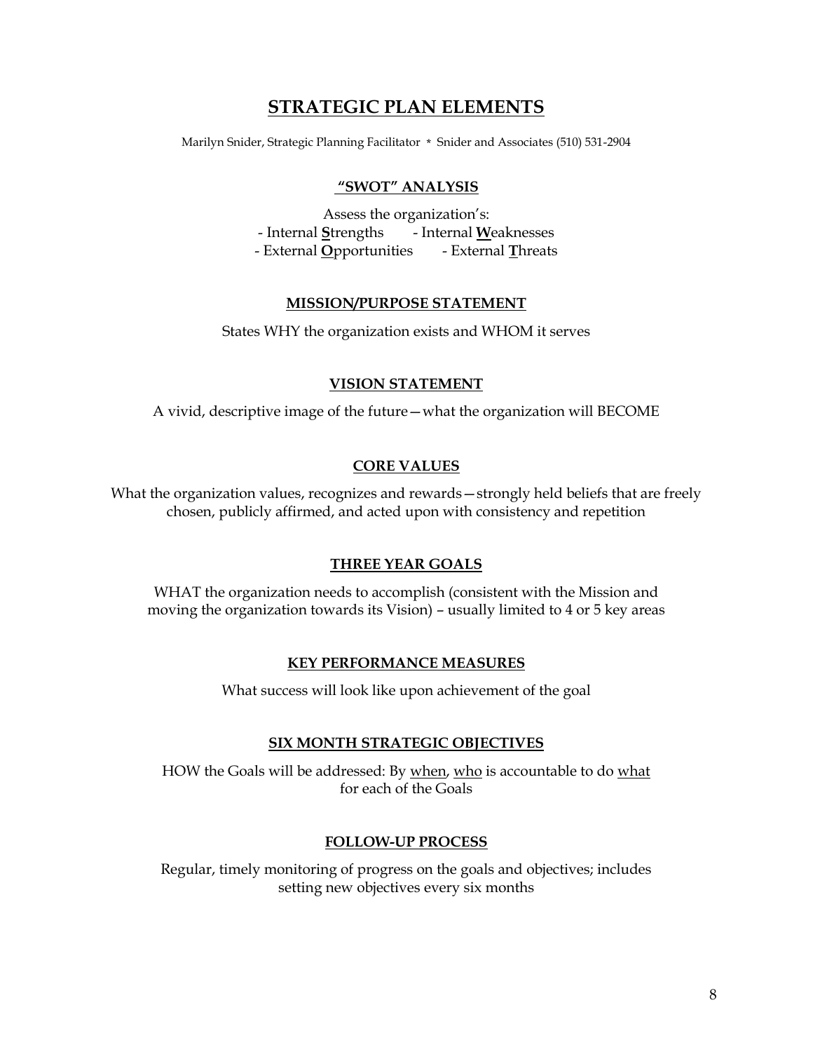# STRATEGIC PLAN ELEMENTS

Marilyn Snider, Strategic Planning Facilitator * Snider and Associates (510) 531-2904

## "SWOT" ANALYSIS

Assess the organization's:
- Internal **S**trengths
- Internal **W**eaknesses
- External **O**pportunities
- External **T**hreats

## MISSION/PURPOSE STATEMENT

States WHY the organization exists and WHOM it serves

## VISION STATEMENT

A vivid, descriptive image of the future—what the organization will BECOME

## CORE VALUES

What the organization values, recognizes and rewards—strongly held beliefs that are freely chosen, publicly affirmed, and acted upon with consistency and repetition

## THREE YEAR GOALS

WHAT the organization needs to accomplish (consistent with the Mission and moving the organization towards its Vision) – usually limited to 4 or 5 key areas

## KEY PERFORMANCE MEASURES

What success will look like upon achievement of the goal

## SIX MONTH STRATEGIC OBJECTIVES

HOW the Goals will be addressed: By when, who is accountable to do what for each of the Goals

## FOLLOW-UP PROCESS

Regular, timely monitoring of progress on the goals and objectives; includes setting new objectives every six months